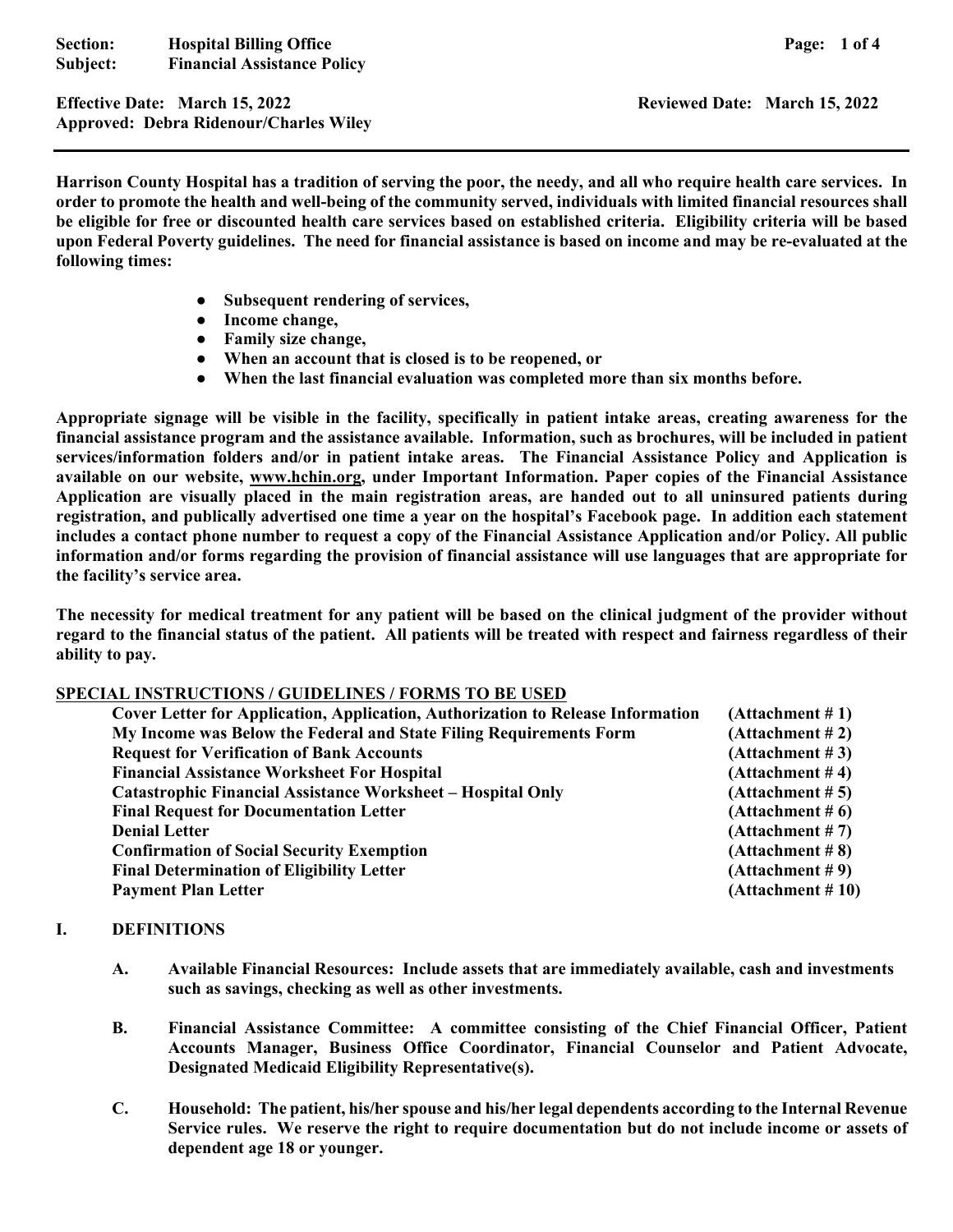**Section:** Hospital Billing Office
**Subject:** Financial Assistance Policy

**Effective Date: March 15, 2022** **Reviewed Date: March 15, 2022**
**Approved: Debra Ridenour/Charles Wiley**

---

**Harrison County Hospital has a tradition of serving the poor, the needy, and all who require health care services. In order to promote the health and well-being of the community served, individuals with limited financial resources shall be eligible for free or discounted health care services based on established criteria. Eligibility criteria will be based upon Federal Poverty guidelines. The need for financial assistance is based on income and may be re-evaluated at the following times:**

- **Subsequent rendering of services,**
- **Income change,**
- **Family size change,**
- **When an account that is closed is to be reopened, or**
- **When the last financial evaluation was completed more than six months before.**

**Appropriate signage will be visible in the facility, specifically in patient intake areas, creating awareness for the financial assistance program and the assistance available. Information, such as brochures, will be included in patient services/information folders and/or in patient intake areas. The Financial Assistance Policy and Application is available on our website, www.hchin.org, under Important Information. Paper copies of the Financial Assistance Application are visually placed in the main registration areas, are handed out to all uninsured patients during registration, and publically advertised one time a year on the hospital's Facebook page. In addition each statement includes a contact phone number to request a copy of the Financial Assistance Application and/or Policy. All public information and/or forms regarding the provision of financial assistance will use languages that are appropriate for the facility's service area.**

**The necessity for medical treatment for any patient will be based on the clinical judgment of the provider without regard to the financial status of the patient. All patients will be treated with respect and fairness regardless of their ability to pay.**

**SPECIAL INSTRUCTIONS / GUIDELINES / FORMS TO BE USED**

| | |
|---|---|
| **Cover Letter for Application, Application, Authorization to Release Information** | **(Attachment # 1)** |
| **My Income was Below the Federal and State Filing Requirements Form** | **(Attachment # 2)** |
| **Request for Verification of Bank Accounts** | **(Attachment # 3)** |
| **Financial Assistance Worksheet For Hospital** | **(Attachment # 4)** |
| **Catastrophic Financial Assistance Worksheet – Hospital Only** | **(Attachment # 5)** |
| **Final Request for Documentation Letter** | **(Attachment # 6)** |
| **Denial Letter** | **(Attachment # 7)** |
| **Confirmation of Social Security Exemption** | **(Attachment # 8)** |
| **Final Determination of Eligibility Letter** | **(Attachment # 9)** |
| **Payment Plan Letter** | **(Attachment # 10)** |

## I. DEFINITIONS

A. **Available Financial Resources: Include assets that are immediately available, cash and investments such as savings, checking as well as other investments.**

B. **Financial Assistance Committee: A committee consisting of the Chief Financial Officer, Patient Accounts Manager, Business Office Coordinator, Financial Counselor and Patient Advocate, Designated Medicaid Eligibility Representative(s).**

C. **Household: The patient, his/her spouse and his/her legal dependents according to the Internal Revenue Service rules. We reserve the right to require documentation but do not include income or assets of dependent age 18 or younger.**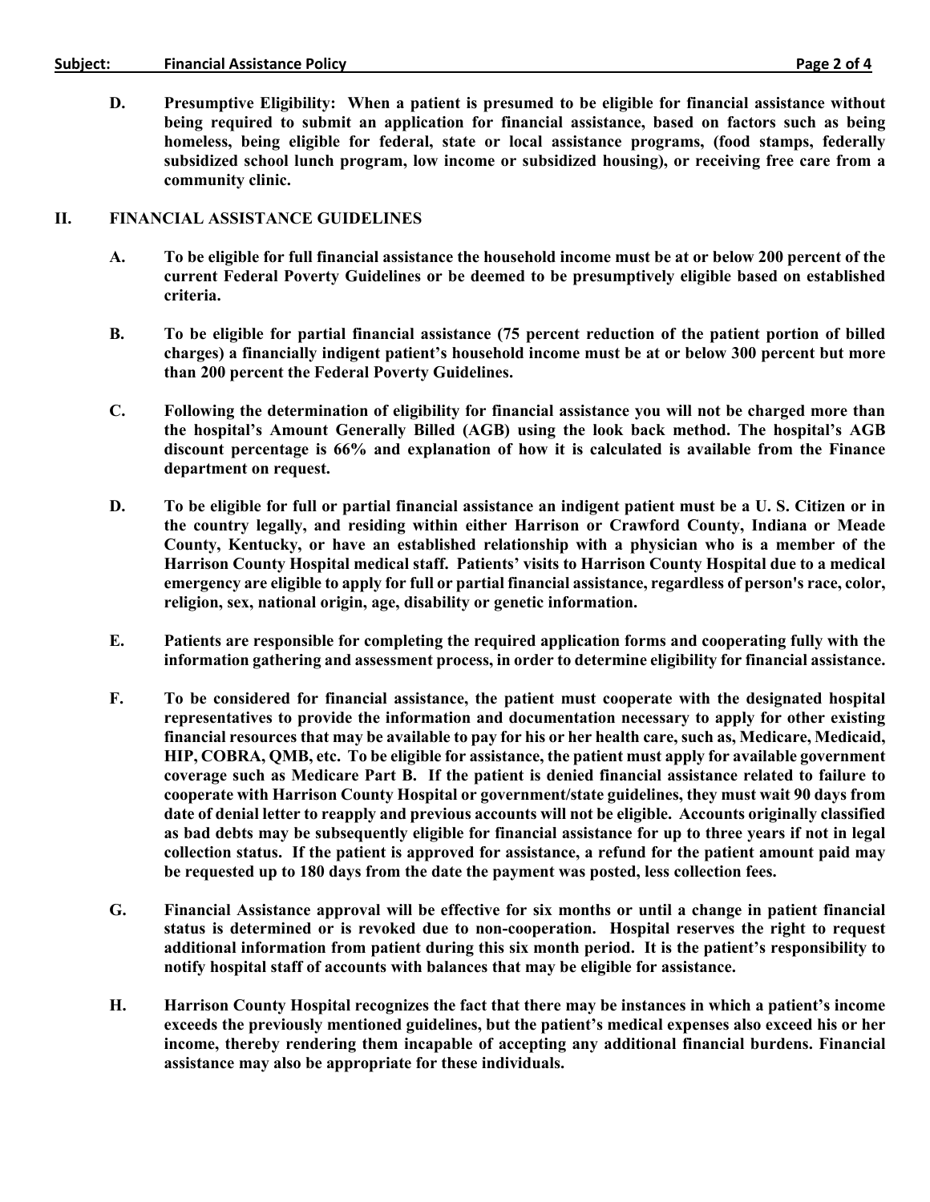**D. Presumptive Eligibility: When a patient is presumed to be eligible for financial assistance without being required to submit an application for financial assistance, based on factors such as being homeless, being eligible for federal, state or local assistance programs, (food stamps, federally subsidized school lunch program, low income or subsidized housing), or receiving free care from a community clinic.**

## II. FINANCIAL ASSISTANCE GUIDELINES

**A. To be eligible for full financial assistance the household income must be at or below 200 percent of the current Federal Poverty Guidelines or be deemed to be presumptively eligible based on established criteria.**

**B. To be eligible for partial financial assistance (75 percent reduction of the patient portion of billed charges) a financially indigent patient's household income must be at or below 300 percent but more than 200 percent the Federal Poverty Guidelines.**

**C. Following the determination of eligibility for financial assistance you will not be charged more than the hospital's Amount Generally Billed (AGB) using the look back method. The hospital's AGB discount percentage is 66% and explanation of how it is calculated is available from the Finance department on request.**

**D. To be eligible for full or partial financial assistance an indigent patient must be a U. S. Citizen or in the country legally, and residing within either Harrison or Crawford County, Indiana or Meade County, Kentucky, or have an established relationship with a physician who is a member of the Harrison County Hospital medical staff. Patients' visits to Harrison County Hospital due to a medical emergency are eligible to apply for full or partial financial assistance, regardless of person's race, color, religion, sex, national origin, age, disability or genetic information.**

**E. Patients are responsible for completing the required application forms and cooperating fully with the information gathering and assessment process, in order to determine eligibility for financial assistance.**

**F. To be considered for financial assistance, the patient must cooperate with the designated hospital representatives to provide the information and documentation necessary to apply for other existing financial resources that may be available to pay for his or her health care, such as, Medicare, Medicaid, HIP, COBRA, QMB, etc. To be eligible for assistance, the patient must apply for available government coverage such as Medicare Part B. If the patient is denied financial assistance related to failure to cooperate with Harrison County Hospital or government/state guidelines, they must wait 90 days from date of denial letter to reapply and previous accounts will not be eligible. Accounts originally classified as bad debts may be subsequently eligible for financial assistance for up to three years if not in legal collection status. If the patient is approved for assistance, a refund for the patient amount paid may be requested up to 180 days from the date the payment was posted, less collection fees.**

**G. Financial Assistance approval will be effective for six months or until a change in patient financial status is determined or is revoked due to non-cooperation. Hospital reserves the right to request additional information from patient during this six month period. It is the patient's responsibility to notify hospital staff of accounts with balances that may be eligible for assistance.**

**H. Harrison County Hospital recognizes the fact that there may be instances in which a patient's income exceeds the previously mentioned guidelines, but the patient's medical expenses also exceed his or her income, thereby rendering them incapable of accepting any additional financial burdens. Financial assistance may also be appropriate for these individuals.**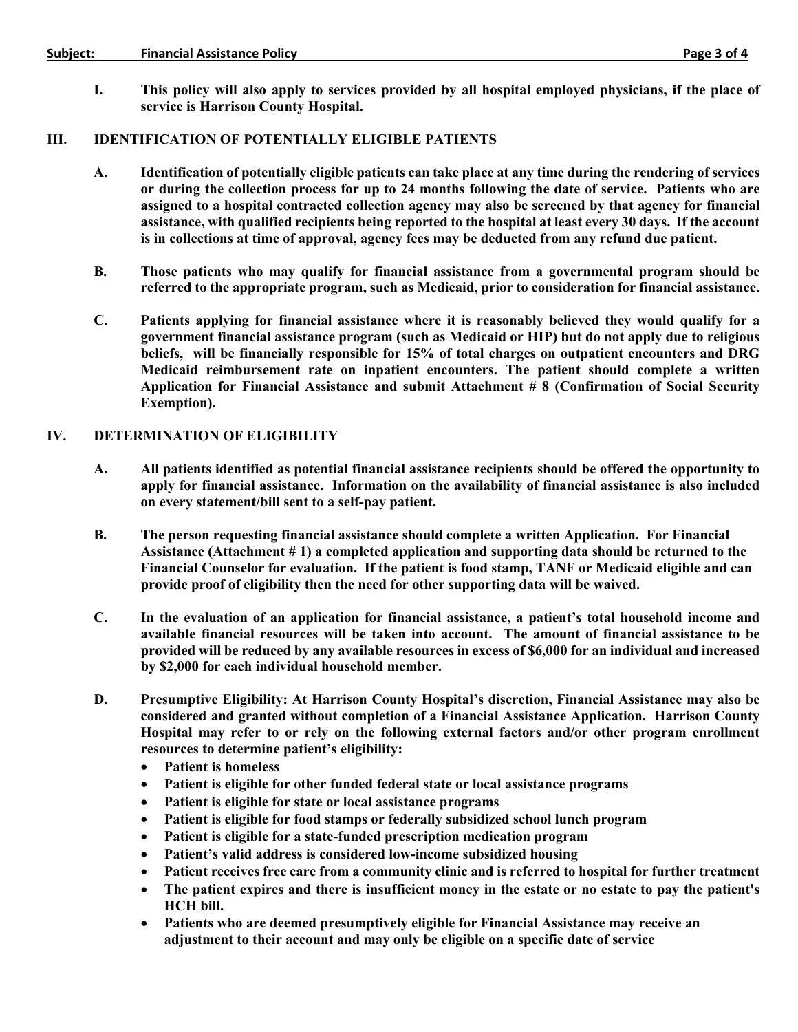**I. This policy will also apply to services provided by all hospital employed physicians, if the place of service is Harrison County Hospital.**

## III. IDENTIFICATION OF POTENTIALLY ELIGIBLE PATIENTS

**A. Identification of potentially eligible patients can take place at any time during the rendering of services or during the collection process for up to 24 months following the date of service. Patients who are assigned to a hospital contracted collection agency may also be screened by that agency for financial assistance, with qualified recipients being reported to the hospital at least every 30 days. If the account is in collections at time of approval, agency fees may be deducted from any refund due patient.**

**B. Those patients who may qualify for financial assistance from a governmental program should be referred to the appropriate program, such as Medicaid, prior to consideration for financial assistance.**

**C. Patients applying for financial assistance where it is reasonably believed they would qualify for a government financial assistance program (such as Medicaid or HIP) but do not apply due to religious beliefs, will be financially responsible for 15% of total charges on outpatient encounters and DRG Medicaid reimbursement rate on inpatient encounters. The patient should complete a written Application for Financial Assistance and submit Attachment # 8 (Confirmation of Social Security Exemption).**

## IV. DETERMINATION OF ELIGIBILITY

**A. All patients identified as potential financial assistance recipients should be offered the opportunity to apply for financial assistance. Information on the availability of financial assistance is also included on every statement/bill sent to a self-pay patient.**

**B. The person requesting financial assistance should complete a written Application. For Financial Assistance (Attachment # 1) a completed application and supporting data should be returned to the Financial Counselor for evaluation. If the patient is food stamp, TANF or Medicaid eligible and can provide proof of eligibility then the need for other supporting data will be waived.**

**C. In the evaluation of an application for financial assistance, a patient's total household income and available financial resources will be taken into account. The amount of financial assistance to be provided will be reduced by any available resources in excess of $6,000 for an individual and increased by $2,000 for each individual household member.**

**D. Presumptive Eligibility: At Harrison County Hospital's discretion, Financial Assistance may also be considered and granted without completion of a Financial Assistance Application. Harrison County Hospital may refer to or rely on the following external factors and/or other program enrollment resources to determine patient's eligibility:**

- **Patient is homeless**
- **Patient is eligible for other funded federal state or local assistance programs**
- **Patient is eligible for state or local assistance programs**
- **Patient is eligible for food stamps or federally subsidized school lunch program**
- **Patient is eligible for a state-funded prescription medication program**
- **Patient's valid address is considered low-income subsidized housing**
- **Patient receives free care from a community clinic and is referred to hospital for further treatment**
- **The patient expires and there is insufficient money in the estate or no estate to pay the patient's HCH bill.**
- **Patients who are deemed presumptively eligible for Financial Assistance may receive an adjustment to their account and may only be eligible on a specific date of service**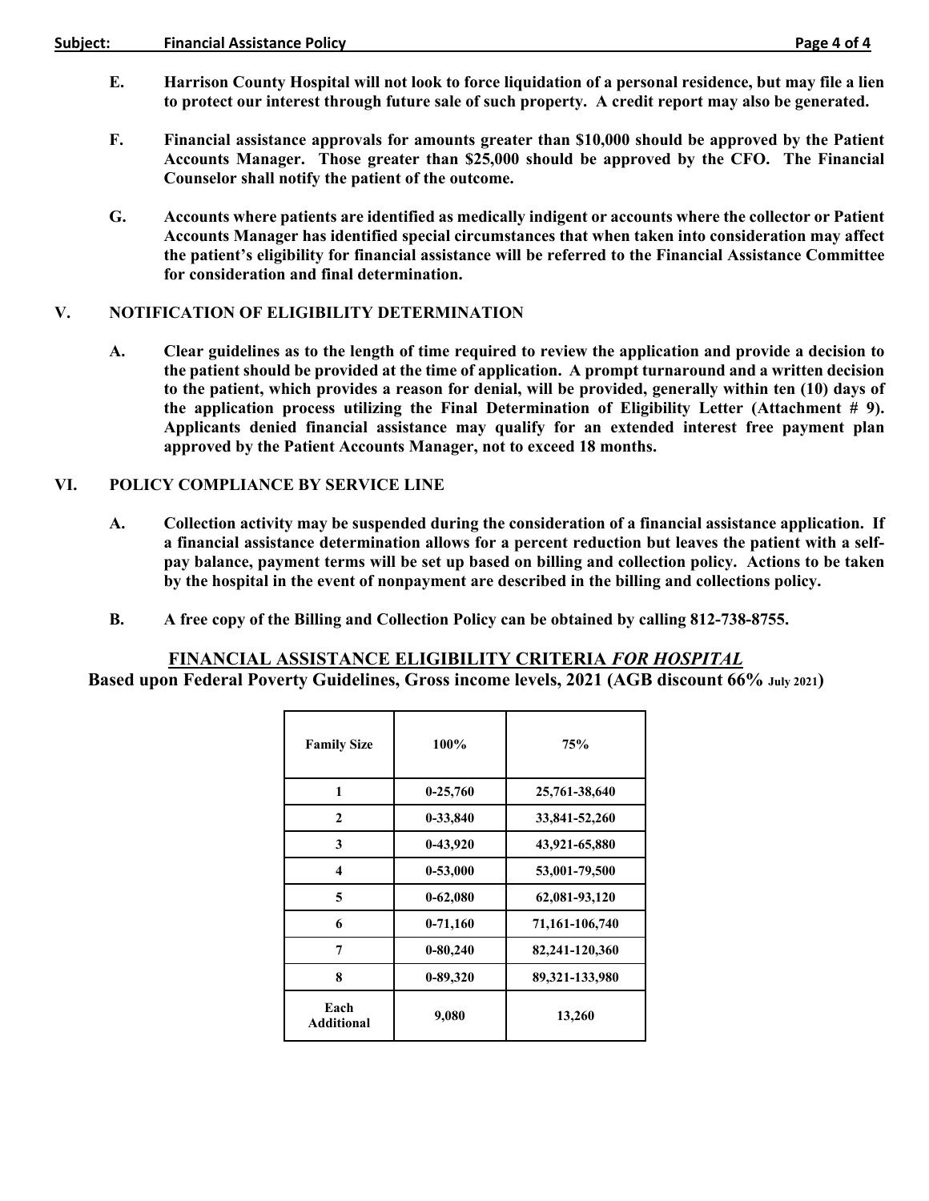**E.** **Harrison County Hospital will not look to force liquidation of a personal residence, but may file a lien to protect our interest through future sale of such property. A credit report may also be generated.**

**F.** **Financial assistance approvals for amounts greater than $10,000 should be approved by the Patient Accounts Manager. Those greater than $25,000 should be approved by the CFO. The Financial Counselor shall notify the patient of the outcome.**

**G.** **Accounts where patients are identified as medically indigent or accounts where the collector or Patient Accounts Manager has identified special circumstances that when taken into consideration may affect the patient's eligibility for financial assistance will be referred to the Financial Assistance Committee for consideration and final determination.**

## V. NOTIFICATION OF ELIGIBILITY DETERMINATION

**A.** **Clear guidelines as to the length of time required to review the application and provide a decision to the patient should be provided at the time of application. A prompt turnaround and a written decision to the patient, which provides a reason for denial, will be provided, generally within ten (10) days of the application process utilizing the Final Determination of Eligibility Letter (Attachment # 9). Applicants denied financial assistance may qualify for an extended interest free payment plan approved by the Patient Accounts Manager, not to exceed 18 months.**

## VI. POLICY COMPLIANCE BY SERVICE LINE

**A.** **Collection activity may be suspended during the consideration of a financial assistance application. If a financial assistance determination allows for a percent reduction but leaves the patient with a self-pay balance, payment terms will be set up based on billing and collection policy. Actions to be taken by the hospital in the event of nonpayment are described in the billing and collections policy.**

**B.** **A free copy of the Billing and Collection Policy can be obtained by calling 812-738-8755.**

## FINANCIAL ASSISTANCE ELIGIBILITY CRITERIA *FOR HOSPITAL*

**Based upon Federal Poverty Guidelines, Gross income levels, 2021 (AGB discount 66% July 2021)**

| Family Size | 100% | 75% |
|---|---|---|
| 1 | 0-25,760 | 25,761-38,640 |
| 2 | 0-33,840 | 33,841-52,260 |
| 3 | 0-43,920 | 43,921-65,880 |
| 4 | 0-53,000 | 53,001-79,500 |
| 5 | 0-62,080 | 62,081-93,120 |
| 6 | 0-71,160 | 71,161-106,740 |
| 7 | 0-80,240 | 82,241-120,360 |
| 8 | 0-89,320 | 89,321-133,980 |
| Each Additional | 9,080 | 13,260 |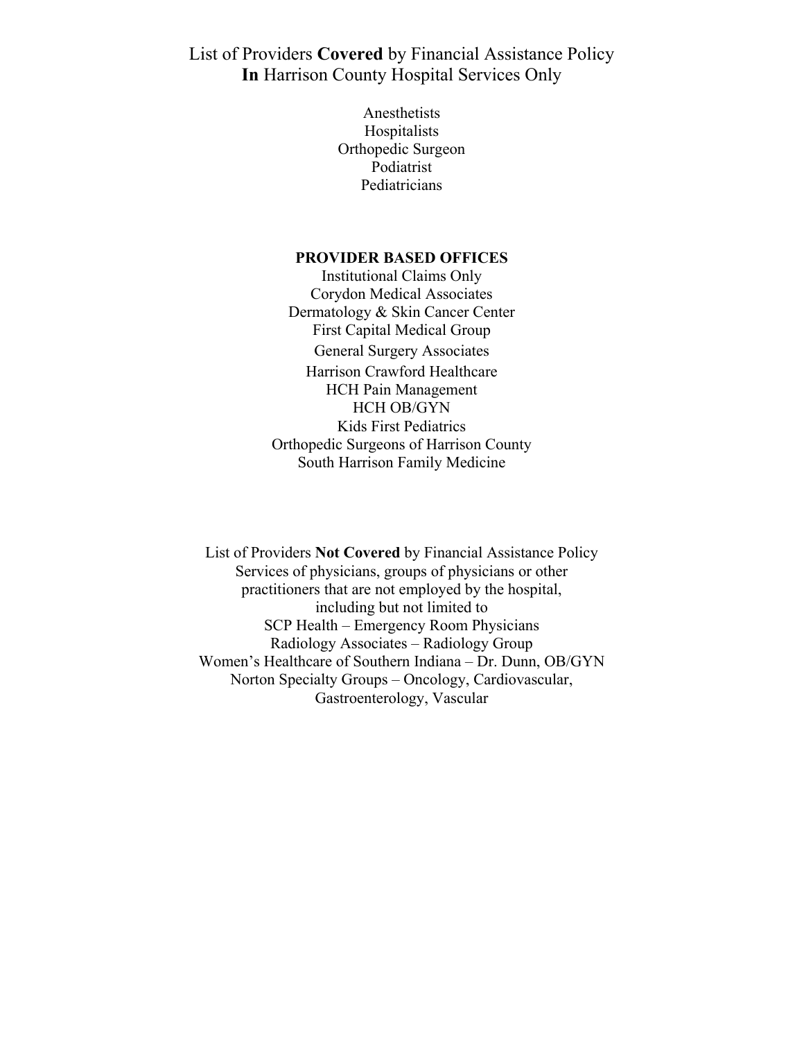## List of Providers **Covered** by Financial Assistance Policy **In** Harrison County Hospital Services Only

Anesthetists
Hospitalists
Orthopedic Surgeon
Podiatrist
Pediatricians

**PROVIDER BASED OFFICES**

Institutional Claims Only
Corydon Medical Associates
Dermatology & Skin Cancer Center
First Capital Medical Group
General Surgery Associates
Harrison Crawford Healthcare
HCH Pain Management
HCH OB/GYN
Kids First Pediatrics
Orthopedic Surgeons of Harrison County
South Harrison Family Medicine

## List of Providers **Not Covered** by Financial Assistance Policy

Services of physicians, groups of physicians or other practitioners that are not employed by the hospital, including but not limited to
SCP Health – Emergency Room Physicians
Radiology Associates – Radiology Group
Women's Healthcare of Southern Indiana – Dr. Dunn, OB/GYN
Norton Specialty Groups – Oncology, Cardiovascular, Gastroenterology, Vascular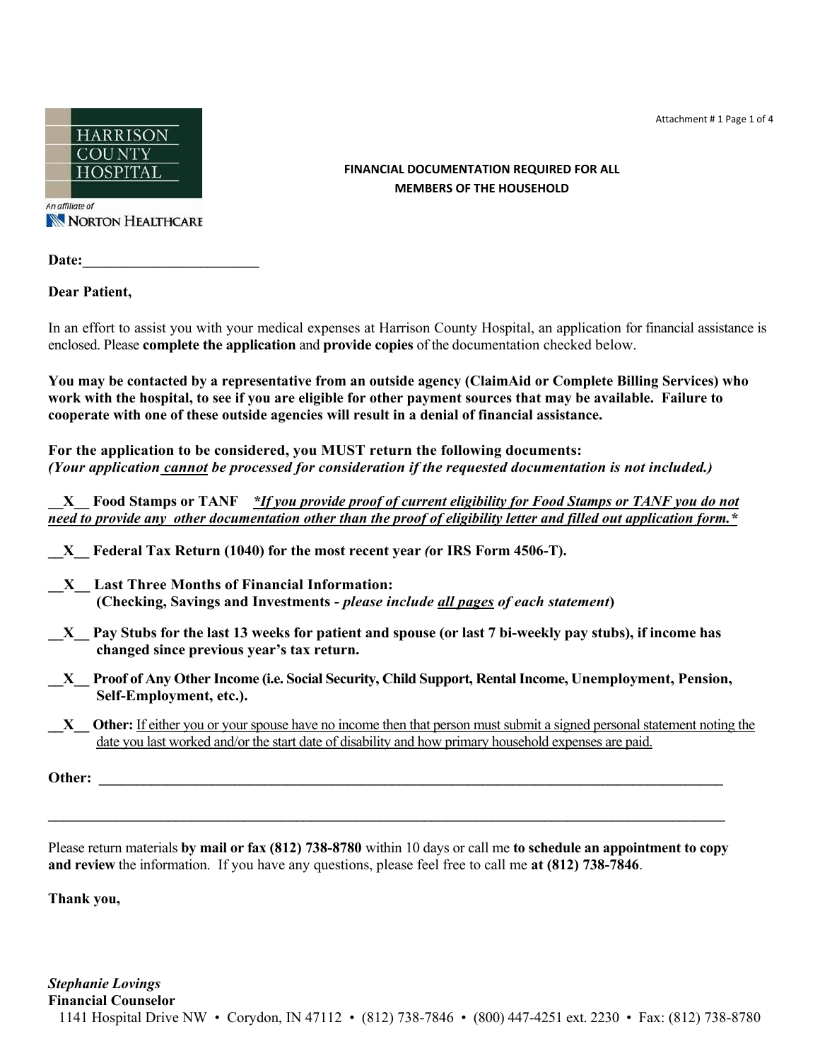Attachment # 1 Page 1 of 4

HARRISON COUNTY HOSPITAL

An affiliate of NORTON HEALTHCARE

**FINANCIAL DOCUMENTATION REQUIRED FOR ALL MEMBERS OF THE HOUSEHOLD**

**Date:**\_\_\_\_\_\_\_\_\_\_\_\_\_\_\_\_\_\_\_\_\_\_\_\_

**Dear Patient,**

In an effort to assist you with your medical expenses at Harrison County Hospital, an application for financial assistance is enclosed. Please **complete the application** and **provide copies** of the documentation checked below.

**You may be contacted by a representative from an outside agency (ClaimAid or Complete Billing Services) who work with the hospital, to see if you are eligible for other payment sources that may be available. Failure to cooperate with one of these outside agencies will result in a denial of financial assistance.**

**For the application to be considered, you MUST return the following documents:**
***(Your application cannot be processed for consideration if the requested documentation is not included.)***

**\_\_X\_\_ Food Stamps or TANF** ***\*If you provide proof of current eligibility for Food Stamps or TANF you do not need to provide any other documentation other than the proof of eligibility letter and filled out application form.\****

**\_\_X\_\_ Federal Tax Return (1040) for the most recent year (or IRS Form 4506-T).**

**\_\_X\_\_ Last Three Months of Financial Information: (Checking, Savings and Investments -** ***please include all pages of each statement*****)**

**\_\_X\_\_ Pay Stubs for the last 13 weeks for patient and spouse (or last 7 bi-weekly pay stubs), if income has changed since previous year's tax return.**

**\_\_X\_\_ Proof of Any Other Income (i.e. Social Security, Child Support, Rental Income, Unemployment, Pension, Self-Employment, etc.).**

**\_\_X\_\_ Other:** If either you or your spouse have no income then that person must submit a signed personal statement noting the date you last worked and/or the start date of disability and how primary household expenses are paid.

**Other:** \_\_\_\_\_\_\_\_\_\_\_\_\_\_\_\_\_\_\_\_\_\_\_\_\_\_\_\_\_\_\_\_\_\_\_\_\_\_\_\_\_\_\_\_\_\_\_\_\_\_\_\_\_\_\_\_\_\_\_\_\_\_\_\_\_\_\_\_\_\_\_\_\_\_\_\_\_\_

\_\_\_\_\_\_\_\_\_\_\_\_\_\_\_\_\_\_\_\_\_\_\_\_\_\_\_\_\_\_\_\_\_\_\_\_\_\_\_\_\_\_\_\_\_\_\_\_\_\_\_\_\_\_\_\_\_\_\_\_\_\_\_\_\_\_\_\_\_\_\_\_\_\_\_\_\_\_\_\_\_\_\_\_

Please return materials **by mail or fax (812) 738-8780** within 10 days or call me **to schedule an appointment to copy and review** the information. If you have any questions, please feel free to call me **at (812) 738-7846**.

**Thank you,**

***Stephanie Lovings***
**Financial Counselor**
1141 Hospital Drive NW • Corydon, IN 47112 • (812) 738-7846 • (800) 447-4251 ext. 2230 • Fax: (812) 738-8780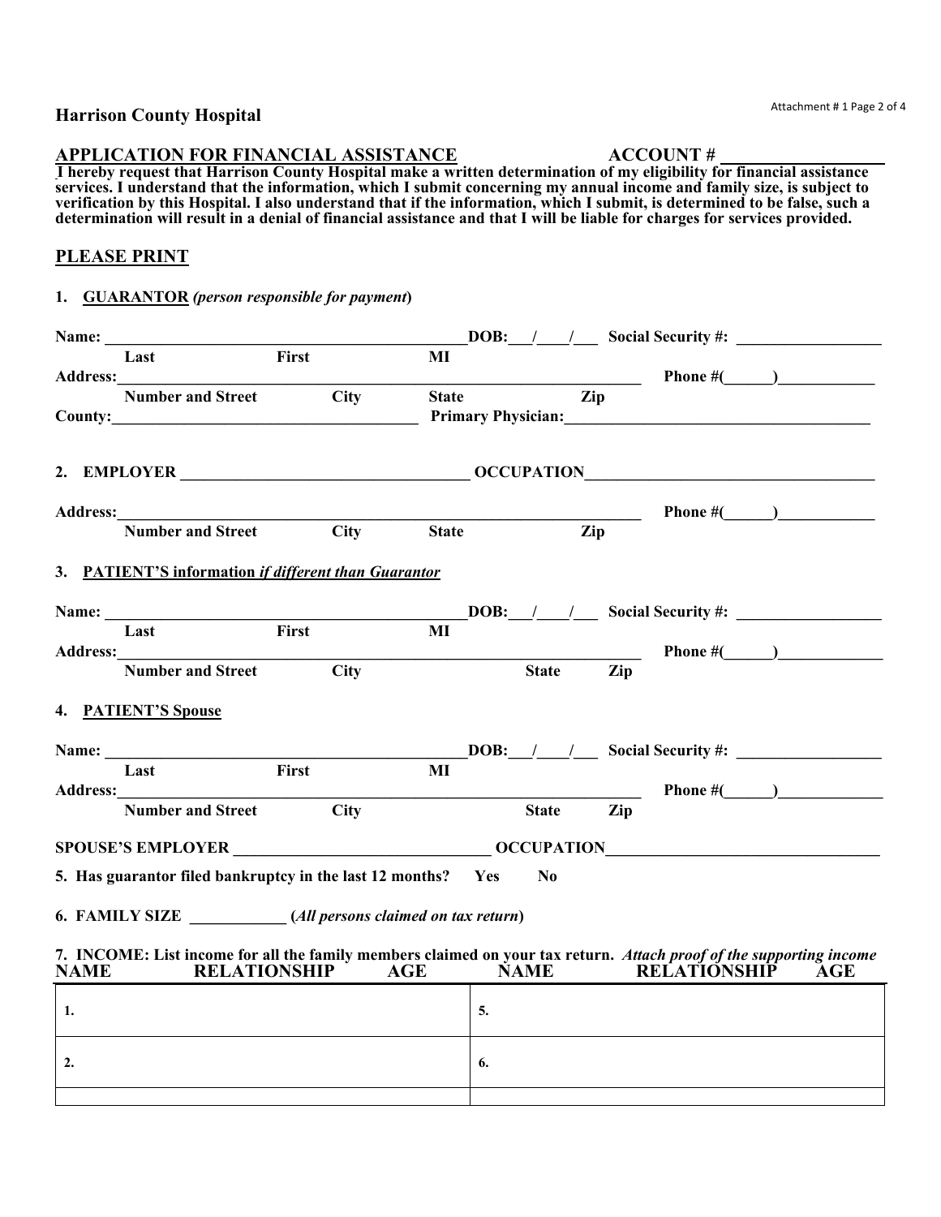**Harrison County Hospital**

## APPLICATION FOR FINANCIAL ASSISTANCE ACCOUNT # ________________

**I hereby request that Harrison County Hospital make a written determination of my eligibility for financial assistance services. I understand that the information, which I submit concerning my annual income and family size, is subject to verification by this Hospital. I also understand that if the information, which I submit, is determined to be false, such a determination will result in a denial of financial assistance and that I will be liable for charges for services provided.**

## PLEASE PRINT

**1. GUARANTOR** ***(person responsible for payment)***

**Name:** ____________________________________________ **DOB:** ___/___/___ **Social Security #:** ________________
**Last First MI**

**Address:** ____________________________________________ **Phone #(**______**)**__________
**Number and Street City State Zip**

**County:** ________________________________ **Primary Physician:** ________________________________

**2. EMPLOYER** ________________________________ **OCCUPATION** ________________________________

**Address:** ____________________________________________ **Phone #(**______**)**__________
**Number and Street City State Zip**

**3. PATIENT'S information** ***if different than Guarantor***

**Name:** ____________________________________________ **DOB:** ___/___/___ **Social Security #:** ________________
**Last First MI**

**Address:** ____________________________________________ **Phone #(**______**)**__________
**Number and Street City State Zip**

**4. PATIENT'S Spouse**

**Name:** ____________________________________________ **DOB:** ___/___/___ **Social Security #:** ________________
**Last First MI**

**Address:** ____________________________________________ **Phone #(**______**)**__________
**Number and Street City State Zip**

**SPOUSE'S EMPLOYER** ____________________________ **OCCUPATION** ____________________________

**5. Has guarantor filed bankruptcy in the last 12 months? Yes No**

**6. FAMILY SIZE** ___________ **(*All persons claimed on tax return*)**

**7. INCOME: List income for all the family members claimed on your tax return.** ***Attach proof of the supporting income***

| NAME RELATIONSHIP AGE | NAME RELATIONSHIP AGE |
|---|---|
| 1. | 5. |
| 2. | 6. |
| | |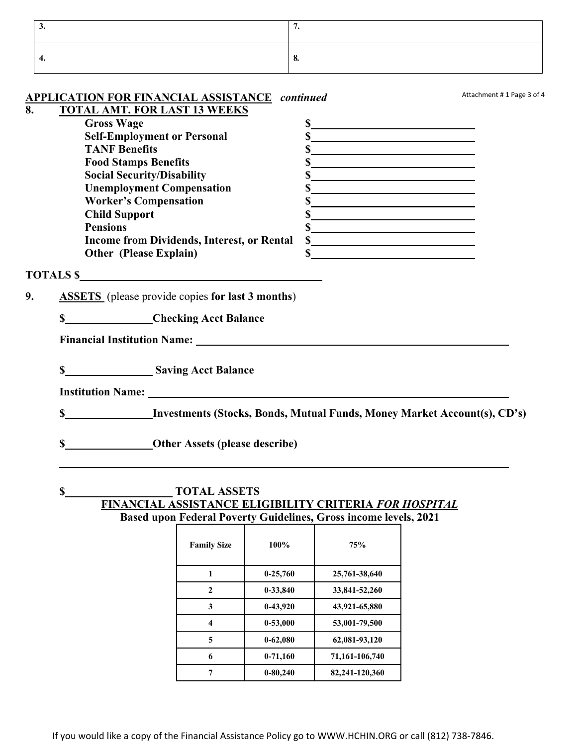| 3. | 7. |
|---|---|
| 4. | 8. |

## APPLICATION FOR FINANCIAL ASSISTANCE *continued*

Attachment # 1 Page 3 of 4

**8. TOTAL AMT. FOR LAST 13 WEEKS**

| | |
|---|---|
| **Gross Wage** | $__________ |
| **Self-Employment or Personal** | $__________ |
| **TANF Benefits** | $__________ |
| **Food Stamps Benefits** | $__________ |
| **Social Security/Disability** | $__________ |
| **Unemployment Compensation** | $__________ |
| **Worker's Compensation** | $__________ |
| **Child Support** | $__________ |
| **Pensions** | $__________ |
| **Income from Dividends, Interest, or Rental** | $__________ |
| **Other (Please Explain)** | $__________ |

**TOTALS $**__________

**9. ASSETS** (please provide copies **for last 3 months**)

**$**__________ **Checking Acct Balance**

**Financial Institution Name:** __________

**$**__________ **Saving Acct Balance**

**Institution Name:** __________

**$**__________ **Investments (Stocks, Bonds, Mutual Funds, Money Market Account(s), CD's)**

**$**__________ **Other Assets (please describe)**

__________

**$**__________ **TOTAL ASSETS**

### FINANCIAL ASSISTANCE ELIGIBILITY CRITERIA *FOR HOSPITAL*

**Based upon Federal Poverty Guidelines, Gross income levels, 2021**

| Family Size | 100% | 75% |
|---|---|---|
| 1 | 0-25,760 | 25,761-38,640 |
| 2 | 0-33,840 | 33,841-52,260 |
| 3 | 0-43,920 | 43,921-65,880 |
| 4 | 0-53,000 | 53,001-79,500 |
| 5 | 0-62,080 | 62,081-93,120 |
| 6 | 0-71,160 | 71,161-106,740 |
| 7 | 0-80,240 | 82,241-120,360 |

If you would like a copy of the Financial Assistance Policy go to WWW.HCHIN.ORG or call (812) 738-7846.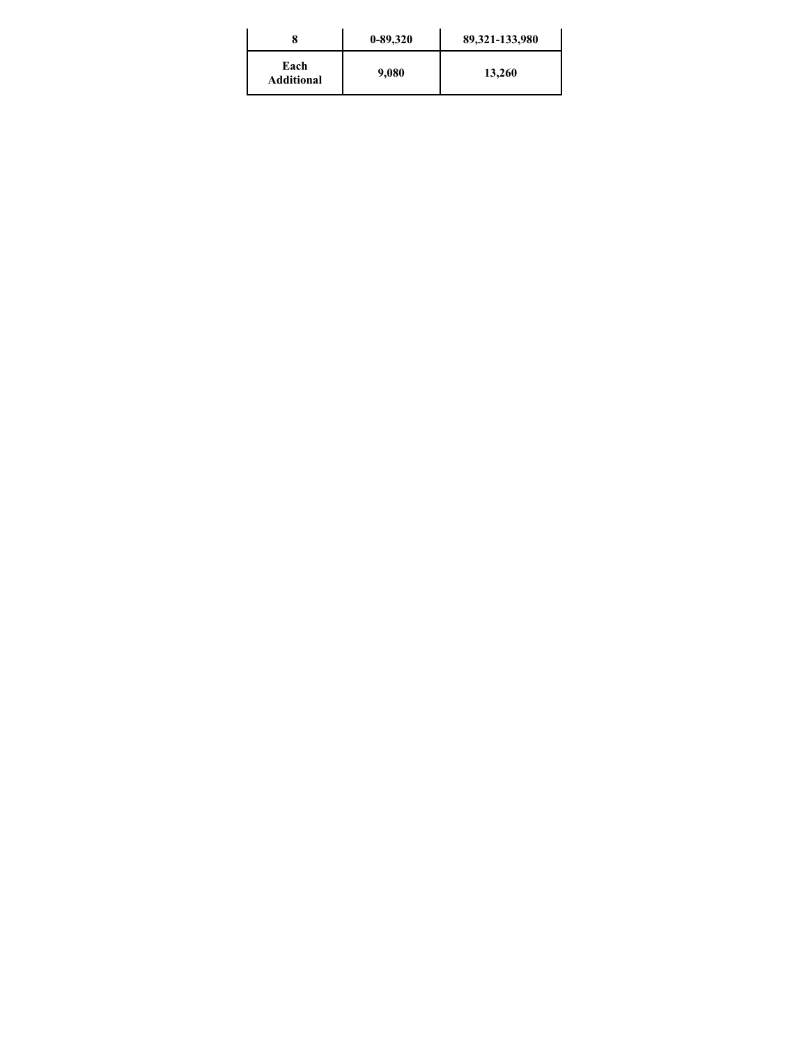| 8 | 0-89,320 | 89,321-133,980 |
|---|---|---|
| **Each Additional** | 9,080 | 13,260 |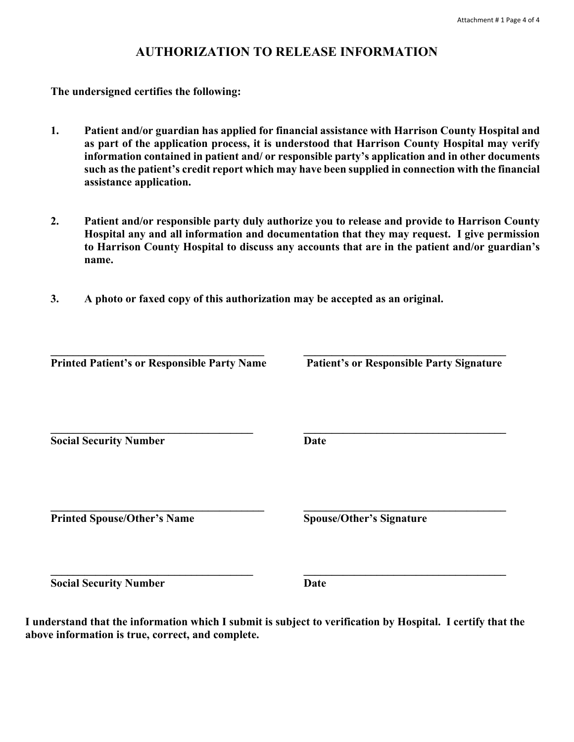# AUTHORIZATION TO RELEASE INFORMATION

**The undersigned certifies the following:**

1. **Patient and/or guardian has applied for financial assistance with Harrison County Hospital and as part of the application process, it is understood that Harrison County Hospital may verify information contained in patient and/ or responsible party's application and in other documents such as the patient's credit report which may have been supplied in connection with the financial assistance application.**

2. **Patient and/or responsible party duly authorize you to release and provide to Harrison County Hospital any and all information and documentation that they may request. I give permission to Harrison County Hospital to discuss any accounts that are in the patient and/or guardian's name.**

3. **A photo or faxed copy of this authorization may be accepted as an original.**

| | |
|---|---|
| ______________________________________ | ______________________________________ |
| **Printed Patient's or Responsible Party Name** | **Patient's or Responsible Party Signature** |
| ______________________________________ | ______________________________________ |
| **Social Security Number** | **Date** |
| ______________________________________ | ______________________________________ |
| **Printed Spouse/Other's Name** | **Spouse/Other's Signature** |
| ______________________________________ | ______________________________________ |
| **Social Security Number** | **Date** |

**I understand that the information which I submit is subject to verification by Hospital. I certify that the above information is true, correct, and complete.**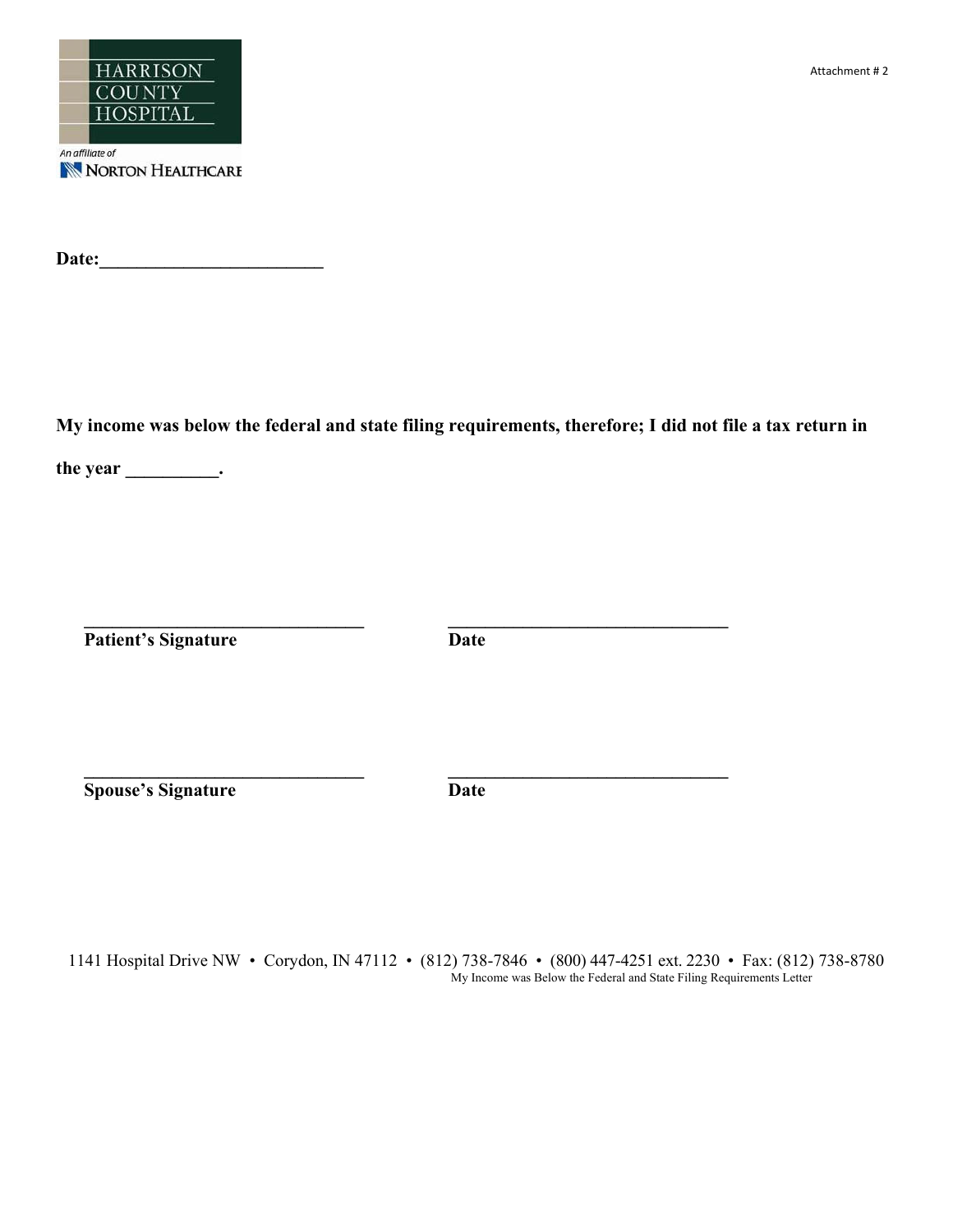HARRISON COUNTY HOSPITAL

An affiliate of NORTON HEALTHCARE

Attachment # 2

**Date:________________________**

**My income was below the federal and state filing requirements, therefore; I did not file a tax return in the year __________.**

| | |
|---|---|
| ______________________________ | ______________________________ |
| **Patient's Signature** | **Date** |
| ______________________________ | ______________________________ |
| **Spouse's Signature** | **Date** |

1141 Hospital Drive NW • Corydon, IN 47112 • (812) 738-7846 • (800) 447-4251 ext. 2230 • Fax: (812) 738-8780

My Income was Below the Federal and State Filing Requirements Letter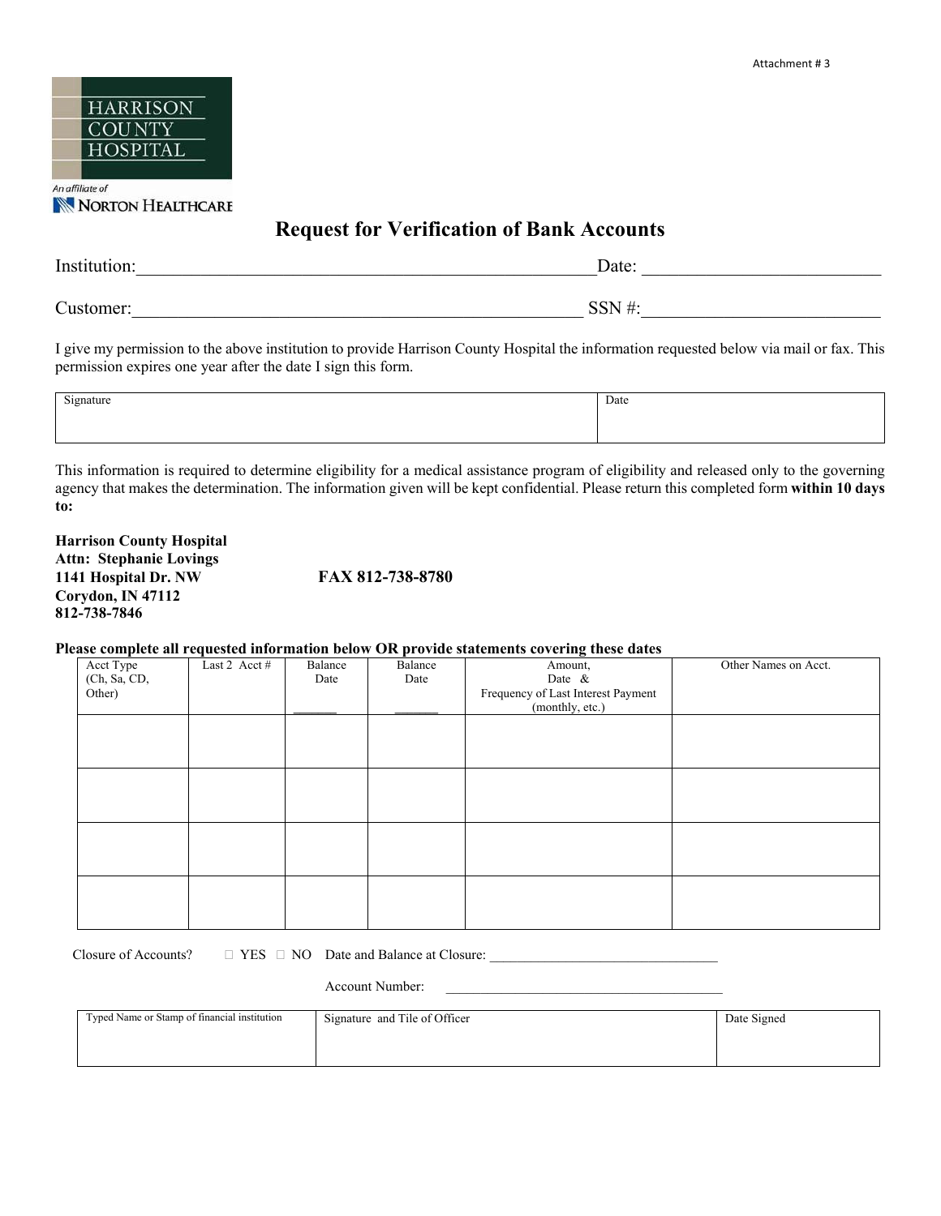Attachment # 3

HARRISON COUNTY HOSPITAL

An affiliate of NORTON HEALTHCARE

# Request for Verification of Bank Accounts

Institution:\_\_\_\_\_\_\_\_\_\_\_\_\_\_\_\_\_\_\_\_\_\_\_\_\_\_\_\_\_\_\_\_\_\_\_\_\_\_\_\_\_\_\_\_\_\_\_\_\_\_\_\_Date: \_\_\_\_\_\_\_\_\_\_\_\_\_\_\_\_\_\_\_\_\_\_\_\_\_\_\_

Customer:\_\_\_\_\_\_\_\_\_\_\_\_\_\_\_\_\_\_\_\_\_\_\_\_\_\_\_\_\_\_\_\_\_\_\_\_\_\_\_\_\_\_\_\_\_\_\_\_\_\_\_ SSN #:\_\_\_\_\_\_\_\_\_\_\_\_\_\_\_\_\_\_\_\_\_\_\_\_\_\_\_

I give my permission to the above institution to provide Harrison County Hospital the information requested below via mail or fax. This permission expires one year after the date I sign this form.

| Signature | Date |
|---|---|
| | |

This information is required to determine eligibility for a medical assistance program of eligibility and released only to the governing agency that makes the determination. The information given will be kept confidential. Please return this completed form **within 10 days to:**

**Harrison County Hospital**
**Attn: Stephanie Lovings**
**1141 Hospital Dr. NW** **FAX 812-738-8780**
**Corydon, IN 47112**
**812-738-7846**

**Please complete all requested information below OR provide statements covering these dates**

| Acct Type (Ch, Sa, CD, Other) | Last 2 Acct # | Balance Date \_\_\_\_\_\_ | Balance Date \_\_\_\_\_\_ | Amount, Date & Frequency of Last Interest Payment (monthly, etc.) | Other Names on Acct. |
|---|---|---|---|---|---|
| | | | | | |
| | | | | | |
| | | | | | |
| | | | | | |

Closure of Accounts? ☐ YES ☐ NO Date and Balance at Closure: \_\_\_\_\_\_\_\_\_\_\_\_\_\_\_\_\_\_\_\_\_\_\_\_\_\_\_\_\_\_\_\_\_

Account Number: \_\_\_\_\_\_\_\_\_\_\_\_\_\_\_\_\_\_\_\_\_\_\_\_\_\_\_\_\_\_\_\_\_\_\_\_\_\_\_\_\_

| Typed Name or Stamp of financial institution | Signature and Tile of Officer | Date Signed |
|---|---|---|
| | | |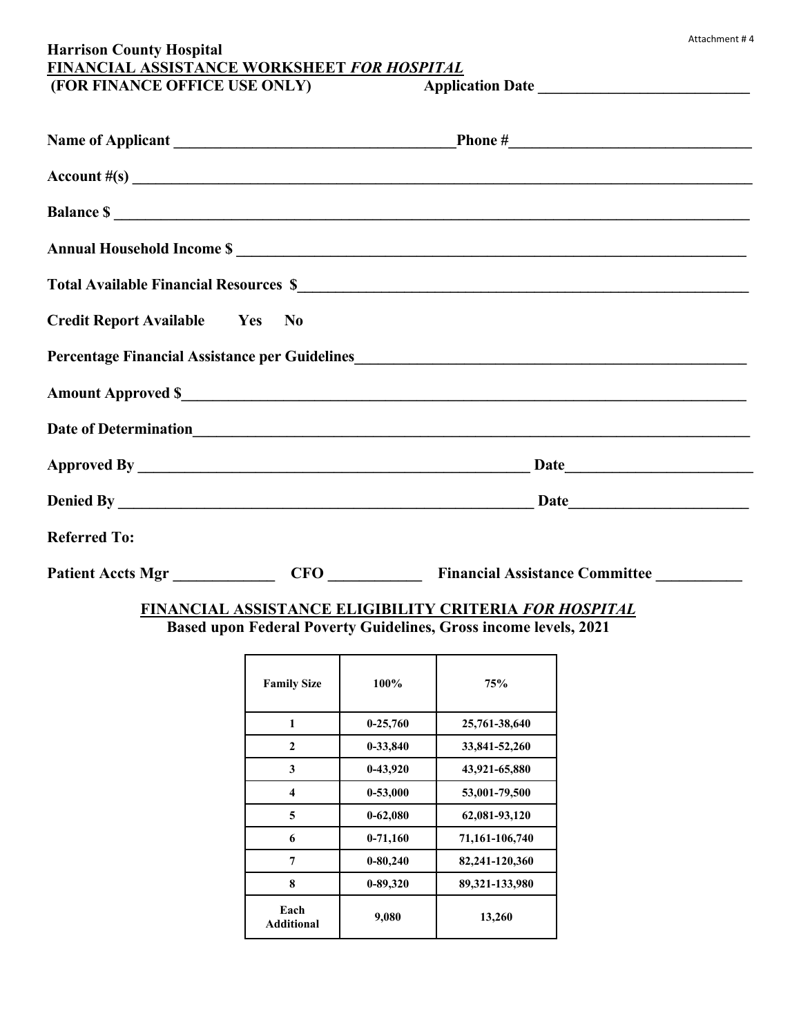Attachment # 4

**Harrison County Hospital**

**FINANCIAL ASSISTANCE WORKSHEET *FOR HOSPITAL***

**(FOR FINANCE OFFICE USE ONLY)** **Application Date ___________________________**

**Name of Applicant _____________________________________Phone #______________________________**

**Account #(s) ___________________________________________________________________________**

**Balance $ _____________________________________________________________________________**

**Annual Household Income $ ______________________________________________________________**

**Total Available Financial Resources $______________________________________________________**

**Credit Report Available Yes No**

**Percentage Financial Assistance per Guidelines_____________________________________________**

**Amount Approved $____________________________________________________________________**

**Date of Determination__________________________________________________________________**

**Approved By ___________________________________________________ Date_______________________**

**Denied By _____________________________________________________ Date______________________**

**Referred To:**

**Patient Accts Mgr _____________ CFO ____________ Financial Assistance Committee ___________**

## FINANCIAL ASSISTANCE ELIGIBILITY CRITERIA *FOR HOSPITAL*

**Based upon Federal Poverty Guidelines, Gross income levels, 2021**

| Family Size | 100% | 75% |
|---|---|---|
| 1 | 0-25,760 | 25,761-38,640 |
| 2 | 0-33,840 | 33,841-52,260 |
| 3 | 0-43,920 | 43,921-65,880 |
| 4 | 0-53,000 | 53,001-79,500 |
| 5 | 0-62,080 | 62,081-93,120 |
| 6 | 0-71,160 | 71,161-106,740 |
| 7 | 0-80,240 | 82,241-120,360 |
| 8 | 0-89,320 | 89,321-133,980 |
| Each Additional | 9,080 | 13,260 |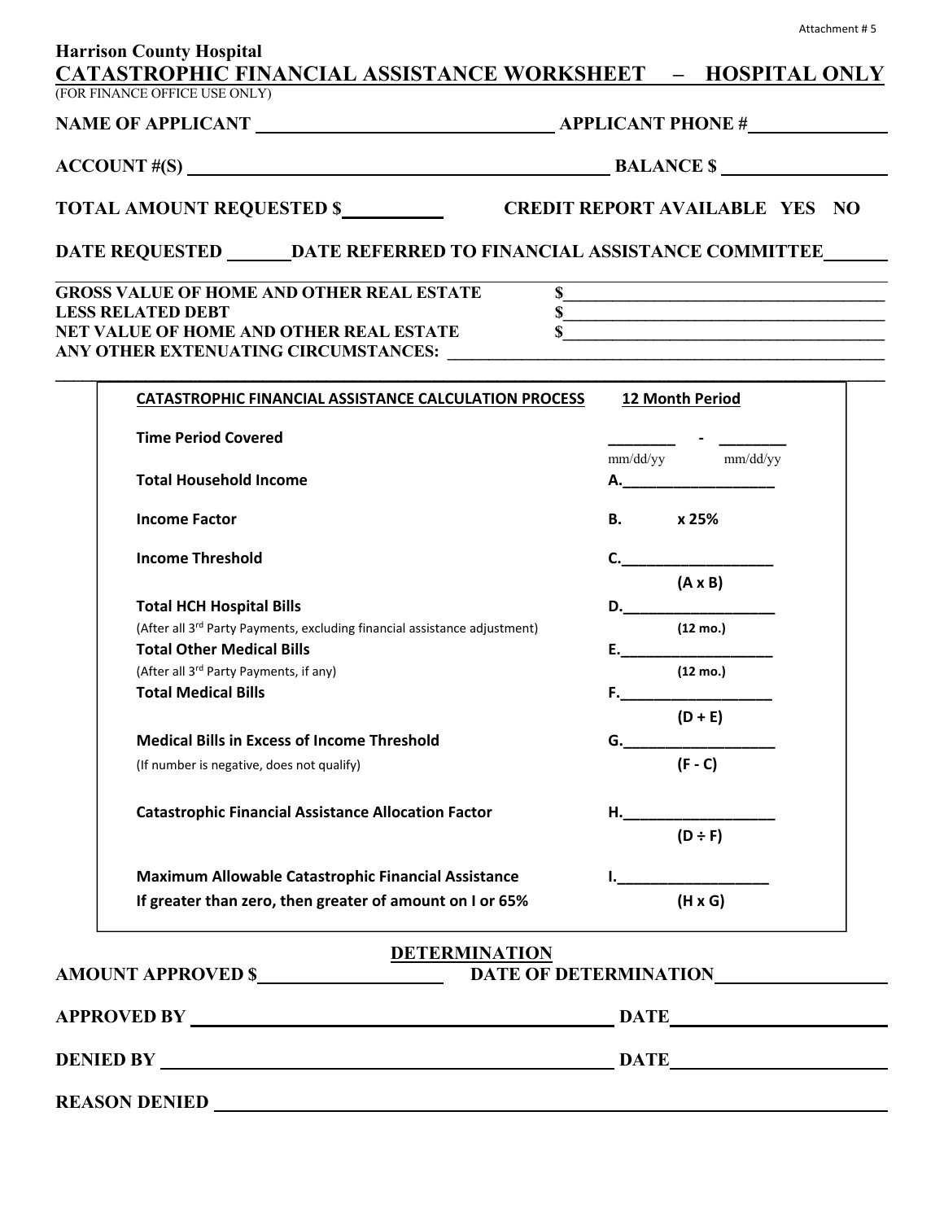Attachment # 5

**Harrison County Hospital**

# CATASTROPHIC FINANCIAL ASSISTANCE WORKSHEET – HOSPITAL ONLY

(FOR FINANCE OFFICE USE ONLY)

**NAME OF APPLICANT** ______________________ **APPLICANT PHONE #** ______________

**ACCOUNT #(S)** ______________________________ **BALANCE $** ______________

**TOTAL AMOUNT REQUESTED $** __________ **CREDIT REPORT AVAILABLE YES NO**

**DATE REQUESTED** _______ **DATE REFERRED TO FINANCIAL ASSISTANCE COMMITTEE** _______

**GROSS VALUE OF HOME AND OTHER REAL ESTATE** $______________________________

**LESS RELATED DEBT** $______________________________

**NET VALUE OF HOME AND OTHER REAL ESTATE** $______________________________

**ANY OTHER EXTENUATING CIRCUMSTANCES:** ______________________________

| **CATASTROPHIC FINANCIAL ASSISTANCE CALCULATION PROCESS** | **12 Month Period** |
|---|---|
| **Time Period Covered** | ________ - ________ <br> mm/dd/yy mm/dd/yy |
| **Total Household Income** | **A.**__________________ |
| **Income Factor** | **B. x 25%** |
| **Income Threshold** | **C.**__________________ <br> **(A x B)** |
| **Total HCH Hospital Bills** <br> (After all 3rd Party Payments, excluding financial assistance adjustment) | **D.**__________________ <br> **(12 mo.)** |
| **Total Other Medical Bills** <br> (After all 3rd Party Payments, if any) | **E.**__________________ <br> **(12 mo.)** |
| **Total Medical Bills** | **F.**__________________ <br> **(D + E)** |
| **Medical Bills in Excess of Income Threshold** <br> (If number is negative, does not qualify) | **G.**__________________ <br> **(F - C)** |
| **Catastrophic Financial Assistance Allocation Factor** | **H.**__________________ <br> **(D ÷ F)** |
| **Maximum Allowable Catastrophic Financial Assistance** <br> **If greater than zero, then greater of amount on I or 65%** | **I.**__________________ <br> **(H x G)** |

## DETERMINATION

**AMOUNT APPROVED $** ______________ **DATE OF DETERMINATION** ______________

**APPROVED BY** ______________________________ **DATE** ______________

**DENIED BY** ______________________________ **DATE** ______________

**REASON DENIED** ______________________________________________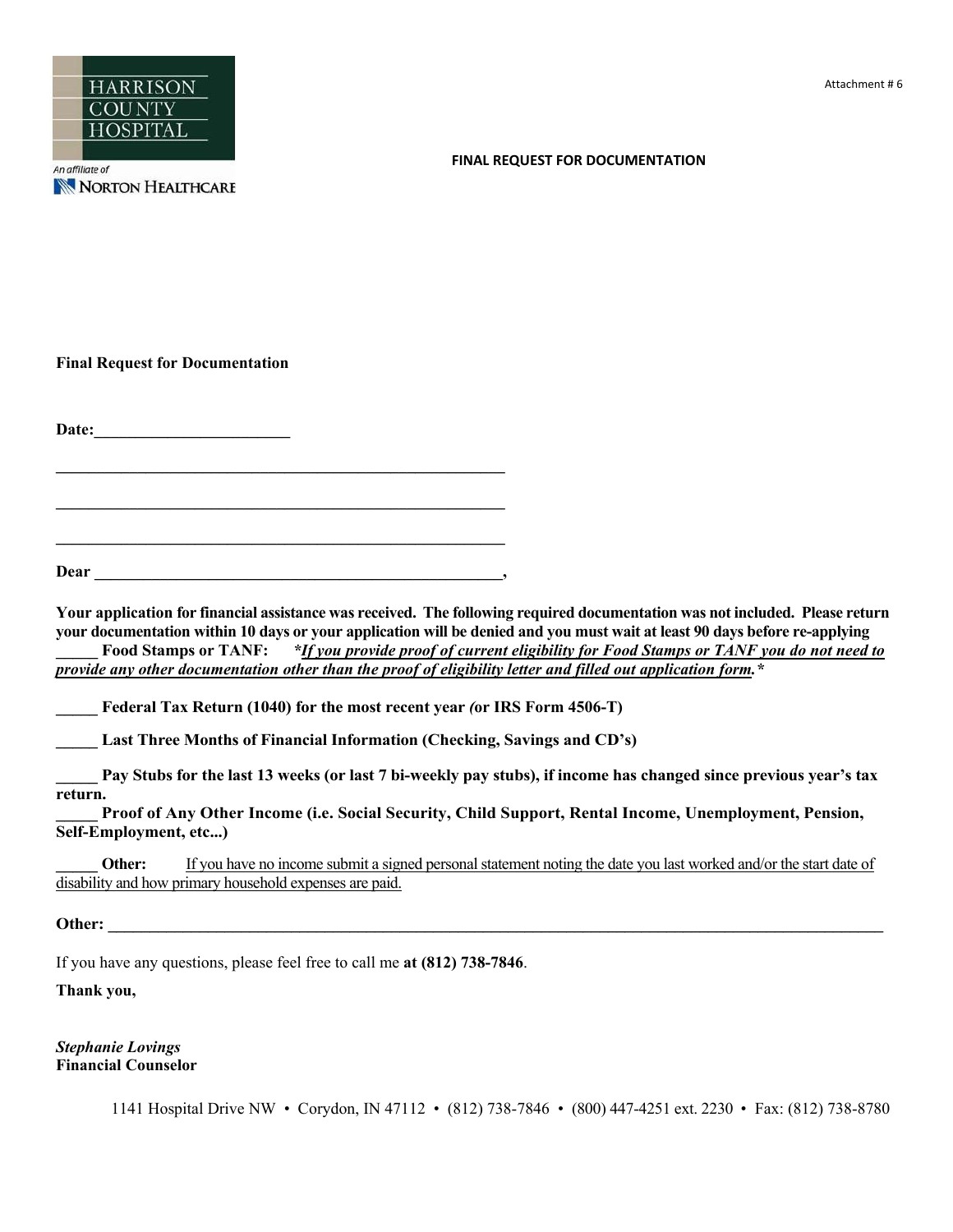HARRISON COUNTY HOSPITAL

An affiliate of NORTON HEALTHCARE

Attachment # 6

**FINAL REQUEST FOR DOCUMENTATION**

**Final Request for Documentation**

**Date:________________________**

**_______________________________________________________**

**_______________________________________________________**

**_______________________________________________________**

**Dear _________________________________________________,**

**Your application for financial assistance was received. The following required documentation was not included. Please return your documentation within 10 days or your application will be denied and you must wait at least 90 days before re-applying**

**_____ Food Stamps or TANF:** ***<u>If you provide proof of current eligibility for Food Stamps or TANF you do not need to provide any other documentation other than the proof of eligibility letter and filled out application form.</u>****

**_____ Federal Tax Return (1040) for the most recent year *(*or IRS Form 4506-T)**

**_____ Last Three Months of Financial Information (Checking, Savings and CD's)**

**_____ Pay Stubs for the last 13 weeks (or last 7 bi-weekly pay stubs), if income has changed since previous year's tax return.**

**_____ Proof of Any Other Income (i.e. Social Security, Child Support, Rental Income, Unemployment, Pension, Self-Employment, etc...)**

**_____ Other:** <u>If you have no income submit a signed personal statement noting the date you last worked and/or the start date of disability and how primary household expenses are paid.</u>

**Other: _____________________________________________________________________________________________**

If you have any questions, please feel free to call me **at (812) 738-7846**.

**Thank you,**

***Stephanie Lovings***
**Financial Counselor**

1141 Hospital Drive NW • Corydon, IN 47112 • (812) 738-7846 • (800) 447-4251 ext. 2230 • Fax: (812) 738-8780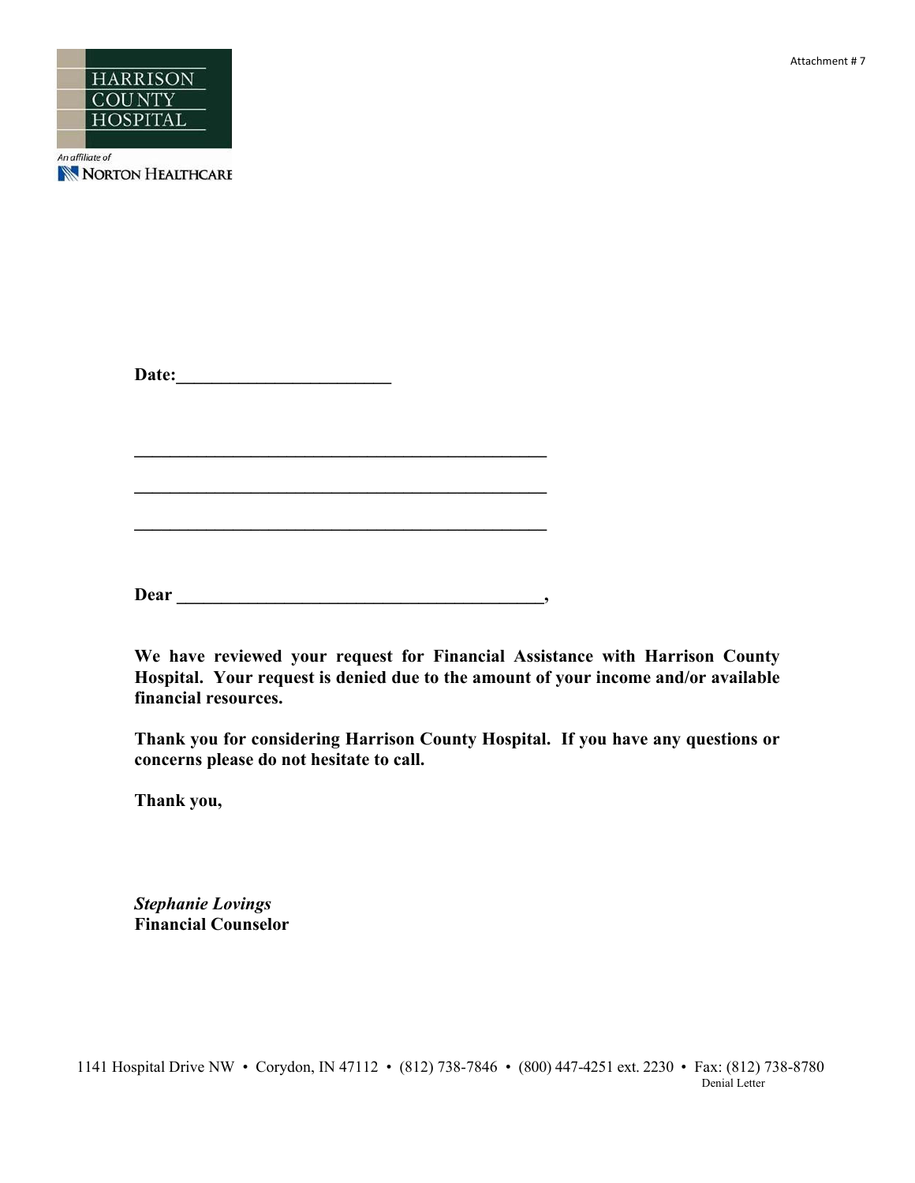Attachment # 7

HARRISON COUNTY HOSPITAL

An affiliate of NORTON HEALTHCARE

**Date:________________________**

**_______________________________________________**

**_______________________________________________**

**_______________________________________________**

**Dear _________________________________________,**

**We have reviewed your request for Financial Assistance with Harrison County Hospital. Your request is denied due to the amount of your income and/or available financial resources.**

**Thank you for considering Harrison County Hospital. If you have any questions or concerns please do not hesitate to call.**

**Thank you,**

***Stephanie Lovings***
**Financial Counselor**

1141 Hospital Drive NW • Corydon, IN 47112 • (812) 738-7846 • (800) 447-4251 ext. 2230 • Fax: (812) 738-8780

Denial Letter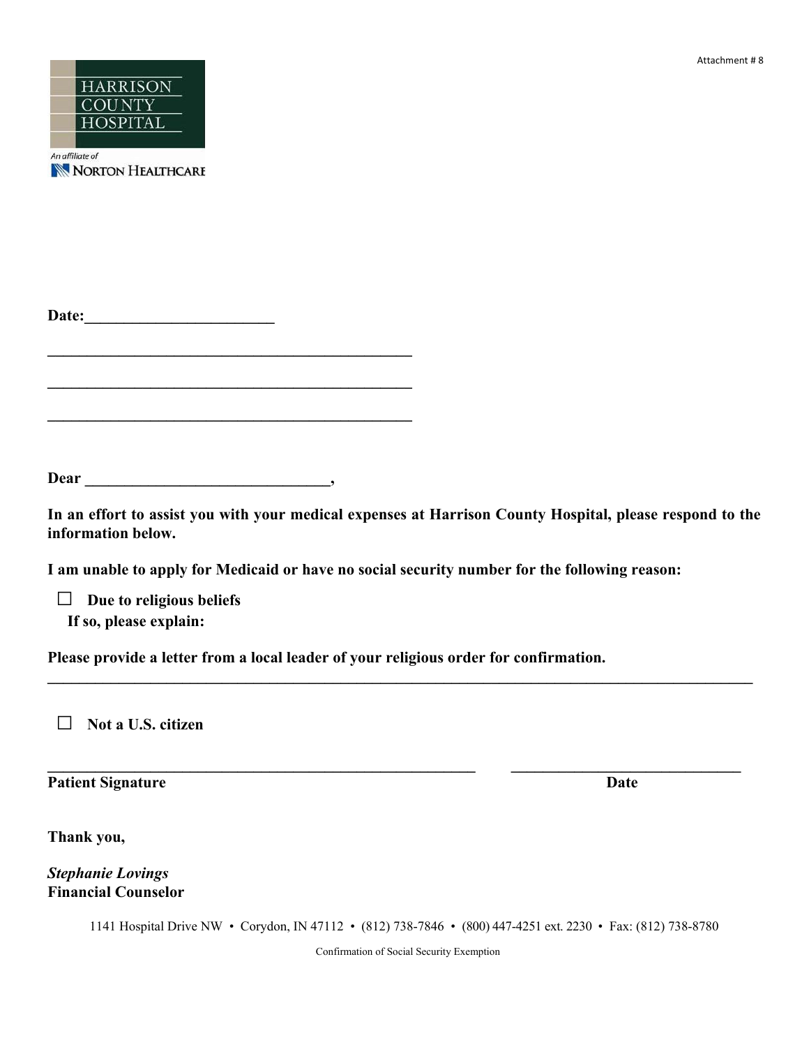Attachment # 8

HARRISON COUNTY HOSPITAL

An affiliate of NORTON HEALTHCARE

**Date:________________________**

**_______________________________________________**

**_______________________________________________**

**_______________________________________________**

**Dear ______________________________,**

**In an effort to assist you with your medical expenses at Harrison County Hospital, please respond to the information below.**

**I am unable to apply for Medicaid or have no social security number for the following reason:**

☐ **Due to religious beliefs**
**If so, please explain:**

**Please provide a letter from a local leader of your religious order for confirmation.**

**_____________________________________________________________________________________________**

☐ **Not a U.S. citizen**

**_______________________________________________________ ______________________________**
**Patient Signature Date**

**Thank you,**

***Stephanie Lovings***
**Financial Counselor**

1141 Hospital Drive NW • Corydon, IN 47112 • (812) 738-7846 • (800) 447-4251 ext. 2230 • Fax: (812) 738-8780

Confirmation of Social Security Exemption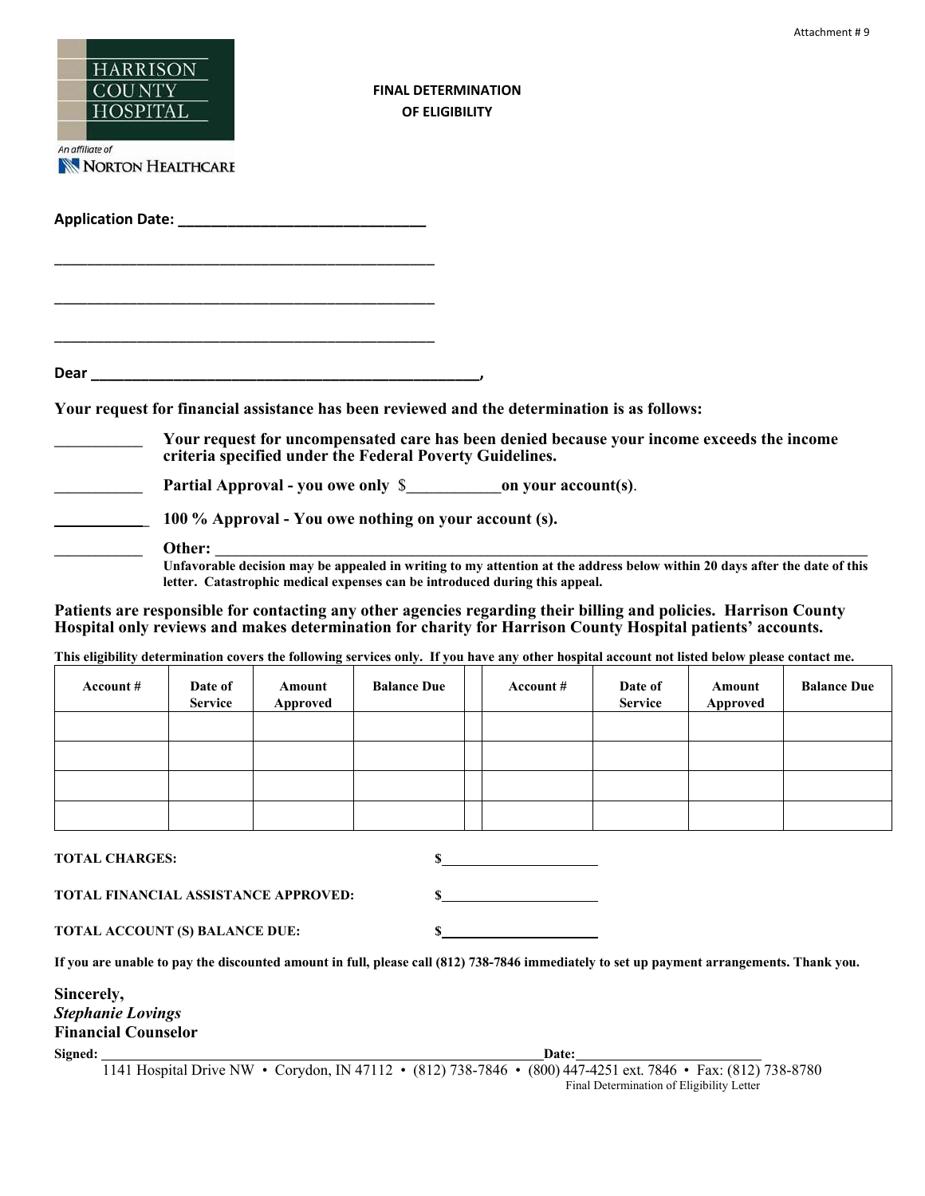Attachment # 9

HARRISON COUNTY HOSPITAL

An affiliate of NORTON HEALTHCARE

# FINAL DETERMINATION OF ELIGIBILITY

**Application Date: ______________________________**

_______________________________________________

_______________________________________________

_______________________________________________

**Dear _______________________________________________,**

**Your request for financial assistance has been reviewed and the determination is as follows:**

__________ **Your request for uncompensated care has been denied because your income exceeds the income criteria specified under the Federal Poverty Guidelines.**

__________ **Partial Approval - you owe only** $___________**on your account(s)**.

__________ **100 % Approval - You owe nothing on your account (s).**

__________ **Other: ______________________________________________________________________________**

**Unfavorable decision may be appealed in writing to my attention at the address below within 20 days after the date of this letter. Catastrophic medical expenses can be introduced during this appeal.**

**Patients are responsible for contacting any other agencies regarding their billing and policies. Harrison County Hospital only reviews and makes determination for charity for Harrison County Hospital patients' accounts.**

**This eligibility determination covers the following services only. If you have any other hospital account not listed below please contact me.**

| Account # | Date of Service | Amount Approved | Balance Due | | Account # | Date of Service | Amount Approved | Balance Due |
|---|---|---|---|---|---|---|---|---|
| | | | | | | | | |
| | | | | | | | | |
| | | | | | | | | |
| | | | | | | | | |

**TOTAL CHARGES:** **$**____________________

**TOTAL FINANCIAL ASSISTANCE APPROVED:** **$**____________________

**TOTAL ACCOUNT (S) BALANCE DUE:** **$**____________________

**If you are unable to pay the discounted amount in full, please call (812) 738-7846 immediately to set up payment arrangements. Thank you.**

**Sincerely,**
***Stephanie Lovings***
**Financial Counselor**

**Signed:** _______________________________________________**Date:**______________________

1141 Hospital Drive NW • Corydon, IN 47112 • (812) 738-7846 • (800) 447-4251 ext. 7846 • Fax: (812) 738-8780

Final Determination of Eligibility Letter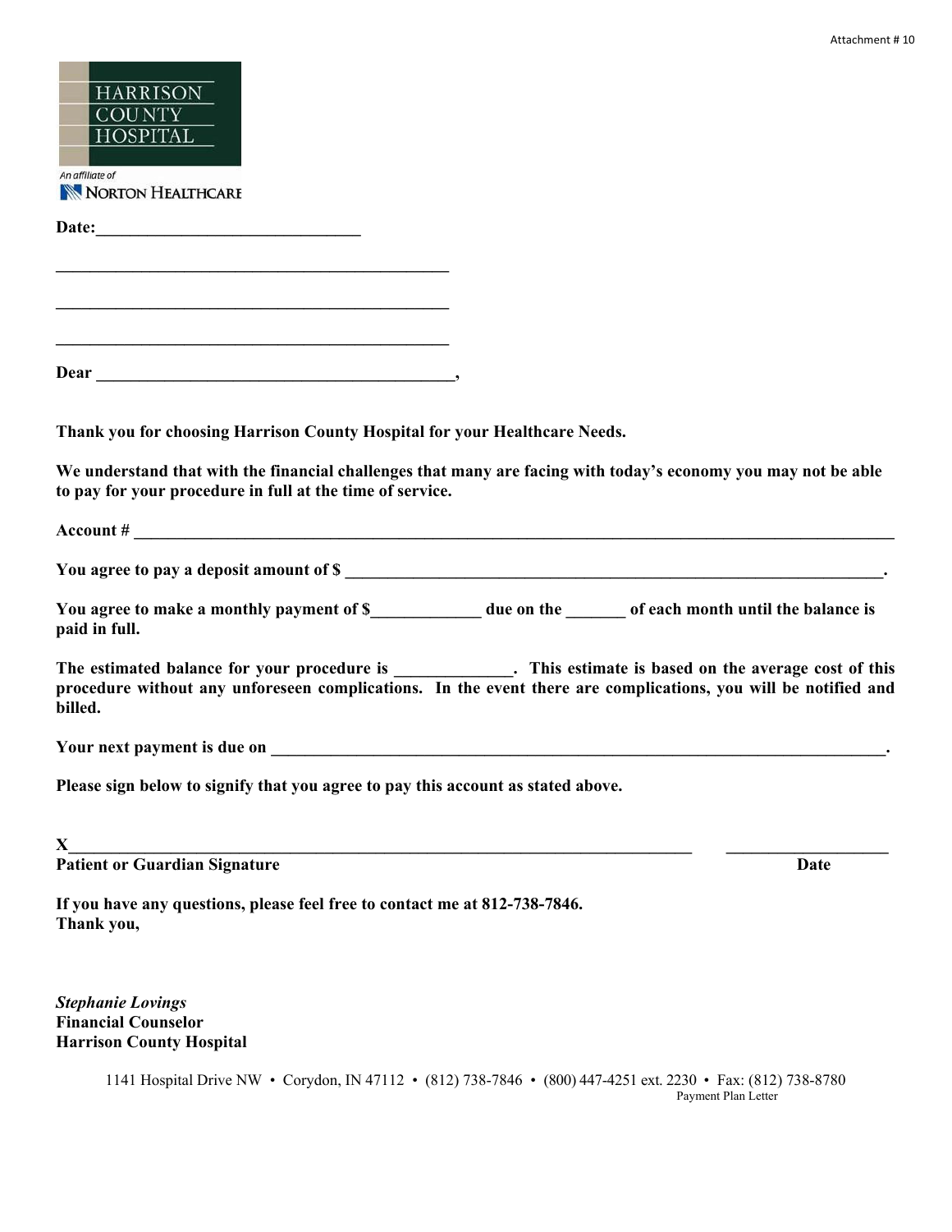Attachment # 10

HARRISON COUNTY HOSPITAL

An affiliate of NORTON HEALTHCARE

**Date:______________________________**

**_____________________________________________**

**_____________________________________________**

**_____________________________________________**

**Dear _________________________________________,**

**Thank you for choosing Harrison County Hospital for your Healthcare Needs.**

**We understand that with the financial challenges that many are facing with today's economy you may not be able to pay for your procedure in full at the time of service.**

**Account # ____________________________________________________________________________________________**

**You agree to pay a deposit amount of $ _____________________________________________________________.**

**You agree to make a monthly payment of $____________ due on the _______ of each month until the balance is paid in full.**

**The estimated balance for your procedure is _____________. This estimate is based on the average cost of this procedure without any unforeseen complications. In the event there are complications, you will be notified and billed.**

**Your next payment is due on ______________________________________________________________________.**

**Please sign below to signify that you agree to pay this account as stated above.**

**X_______________________________________________________________________ __________________**
**Patient or Guardian Signature Date**

**If you have any questions, please feel free to contact me at 812-738-7846.**
**Thank you,**

***Stephanie Lovings***
**Financial Counselor**
**Harrison County Hospital**

1141 Hospital Drive NW • Corydon, IN 47112 • (812) 738-7846 • (800) 447-4251 ext. 2230 • Fax: (812) 738-8780

Payment Plan Letter